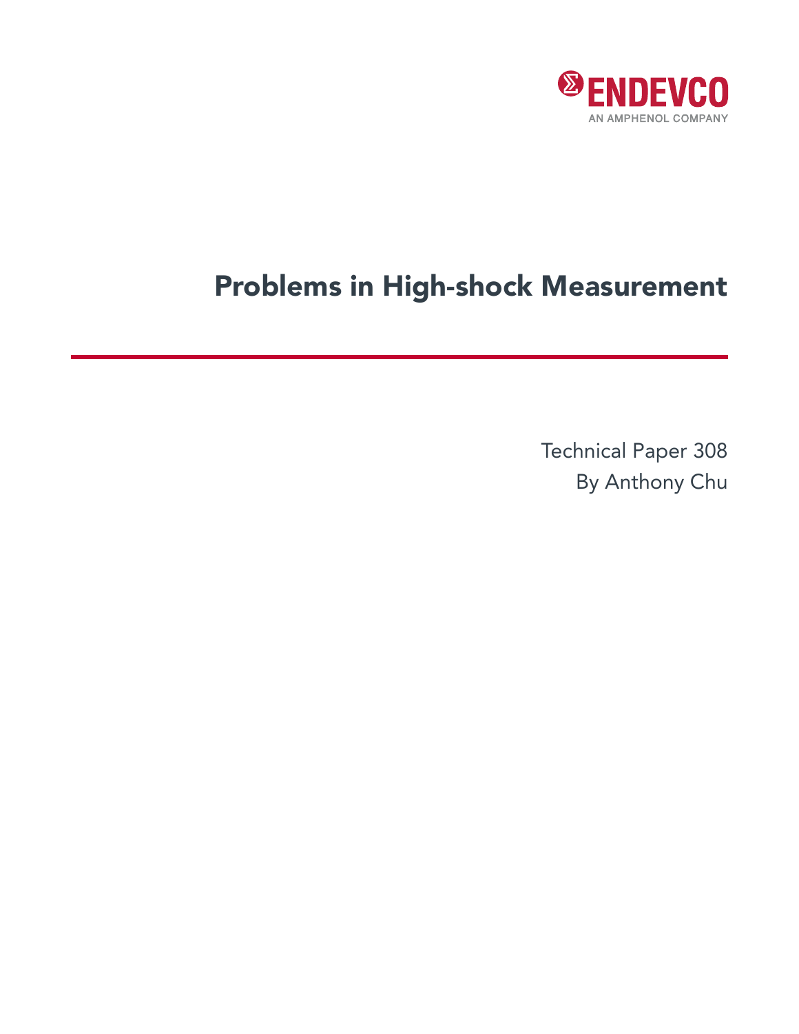ENDEVCO

AN AMPHENOL COMPANY

# Problems in High-shock Measurement

Technical Paper 308

By Anthony Chu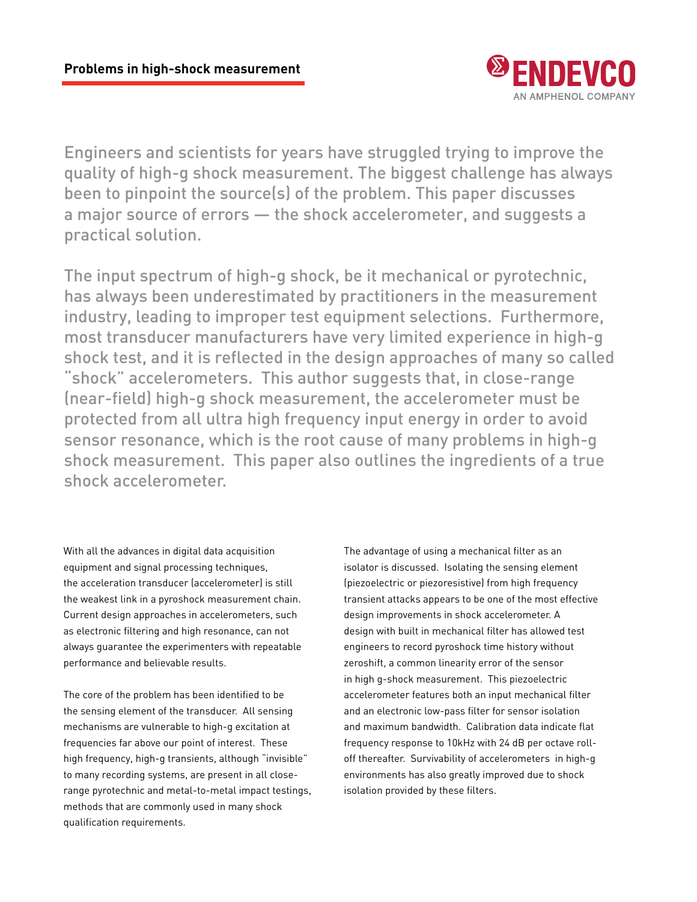# Problems in high-shock measurement

Engineers and scientists for years have struggled trying to improve the quality of high-g shock measurement. The biggest challenge has always been to pinpoint the source(s) of the problem. This paper discusses a major source of errors — the shock accelerometer, and suggests a practical solution.

The input spectrum of high-g shock, be it mechanical or pyrotechnic, has always been underestimated by practitioners in the measurement industry, leading to improper test equipment selections. Furthermore, most transducer manufacturers have very limited experience in high-g shock test, and it is reflected in the design approaches of many so called "shock" accelerometers. This author suggests that, in close-range (near-field) high-g shock measurement, the accelerometer must be protected from all ultra high frequency input energy in order to avoid sensor resonance, which is the root cause of many problems in high-g shock measurement. This paper also outlines the ingredients of a true shock accelerometer.

With all the advances in digital data acquisition equipment and signal processing techniques, the acceleration transducer (accelerometer) is still the weakest link in a pyroshock measurement chain. Current design approaches in accelerometers, such as electronic filtering and high resonance, can not always guarantee the experimenters with repeatable performance and believable results.

The core of the problem has been identified to be the sensing element of the transducer. All sensing mechanisms are vulnerable to high-g excitation at frequencies far above our point of interest. These high frequency, high-g transients, although "invisible" to many recording systems, are present in all close-range pyrotechnic and metal-to-metal impact testings, methods that are commonly used in many shock qualification requirements.

The advantage of using a mechanical filter as an isolator is discussed. Isolating the sensing element (piezoelectric or piezoresistive) from high frequency transient attacks appears to be one of the most effective design improvements in shock accelerometer. A design with built in mechanical filter has allowed test engineers to record pyroshock time history without zeroshift, a common linearity error of the sensor in high g-shock measurement. This piezoelectric accelerometer features both an input mechanical filter and an electronic low-pass filter for sensor isolation and maximum bandwidth. Calibration data indicate flat frequency response to 10kHz with 24 dB per octave roll-off thereafter. Survivability of accelerometers in high-g environments has also greatly improved due to shock isolation provided by these filters.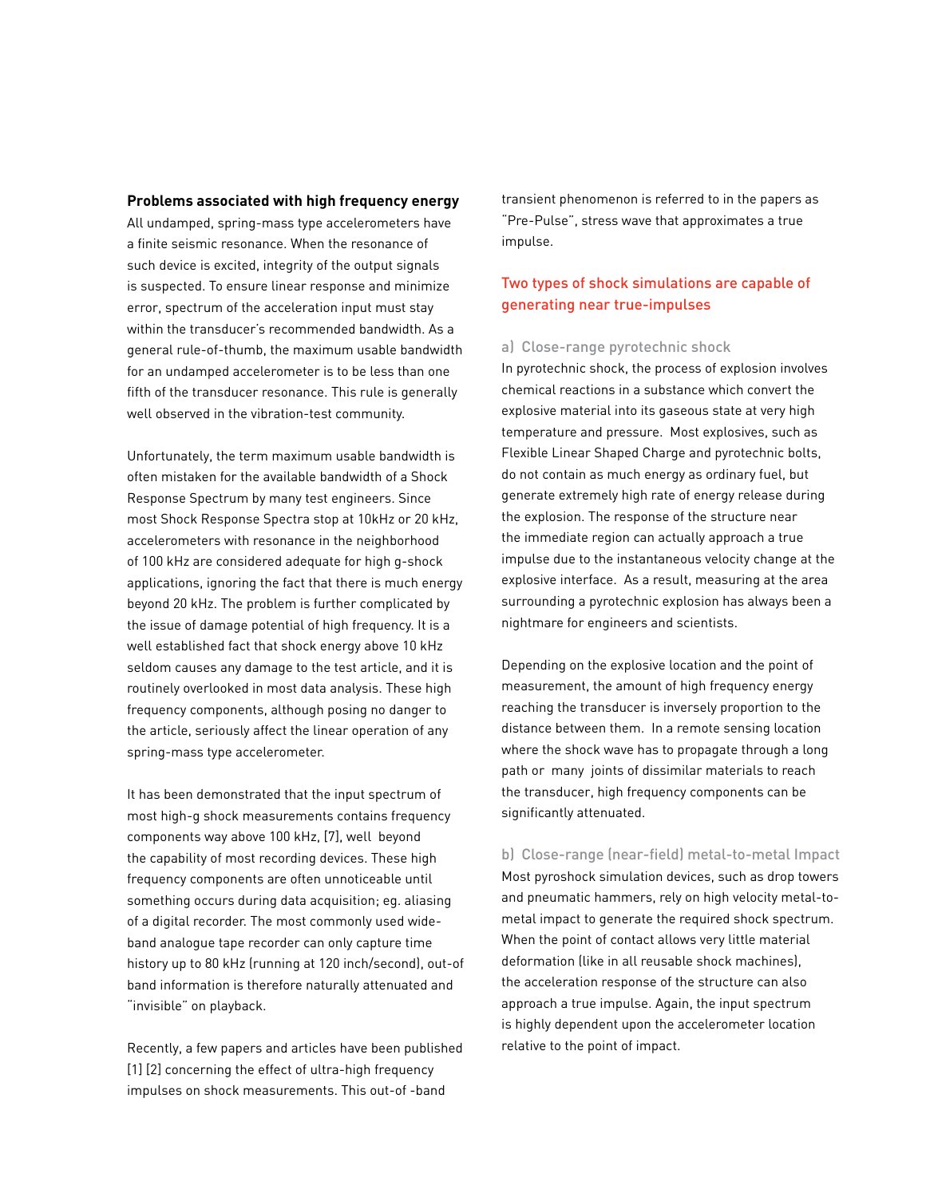## Problems associated with high frequency energy

All undamped, spring-mass type accelerometers have a finite seismic resonance. When the resonance of such device is excited, integrity of the output signals is suspected. To ensure linear response and minimize error, spectrum of the acceleration input must stay within the transducer's recommended bandwidth. As a general rule-of-thumb, the maximum usable bandwidth for an undamped accelerometer is to be less than one fifth of the transducer resonance. This rule is generally well observed in the vibration-test community.

Unfortunately, the term maximum usable bandwidth is often mistaken for the available bandwidth of a Shock Response Spectrum by many test engineers. Since most Shock Response Spectra stop at 10kHz or 20 kHz, accelerometers with resonance in the neighborhood of 100 kHz are considered adequate for high g-shock applications, ignoring the fact that there is much energy beyond 20 kHz. The problem is further complicated by the issue of damage potential of high frequency. It is a well established fact that shock energy above 10 kHz seldom causes any damage to the test article, and it is routinely overlooked in most data analysis. These high frequency components, although posing no danger to the article, seriously affect the linear operation of any spring-mass type accelerometer.

It has been demonstrated that the input spectrum of most high-g shock measurements contains frequency components way above 100 kHz, [7], well beyond the capability of most recording devices. These high frequency components are often unnoticeable until something occurs during data acquisition; eg. aliasing of a digital recorder. The most commonly used wide-band analogue tape recorder can only capture time history up to 80 kHz (running at 120 inch/second), out-of band information is therefore naturally attenuated and "invisible" on playback.

Recently, a few papers and articles have been published [1] [2] concerning the effect of ultra-high frequency impulses on shock measurements. This out-of -band transient phenomenon is referred to in the papers as "Pre-Pulse", stress wave that approximates a true impulse.

## Two types of shock simulations are capable of generating near true-impulses

### a) Close-range pyrotechnic shock

In pyrotechnic shock, the process of explosion involves chemical reactions in a substance which convert the explosive material into its gaseous state at very high temperature and pressure. Most explosives, such as Flexible Linear Shaped Charge and pyrotechnic bolts, do not contain as much energy as ordinary fuel, but generate extremely high rate of energy release during the explosion. The response of the structure near the immediate region can actually approach a true impulse due to the instantaneous velocity change at the explosive interface. As a result, measuring at the area surrounding a pyrotechnic explosion has always been a nightmare for engineers and scientists.

Depending on the explosive location and the point of measurement, the amount of high frequency energy reaching the transducer is inversely proportion to the distance between them. In a remote sensing location where the shock wave has to propagate through a long path or many joints of dissimilar materials to reach the transducer, high frequency components can be significantly attenuated.

### b) Close-range (near-field) metal-to-metal Impact

Most pyroshock simulation devices, such as drop towers and pneumatic hammers, rely on high velocity metal-to-metal impact to generate the required shock spectrum. When the point of contact allows very little material deformation (like in all reusable shock machines), the acceleration response of the structure can also approach a true impulse. Again, the input spectrum is highly dependent upon the accelerometer location relative to the point of impact.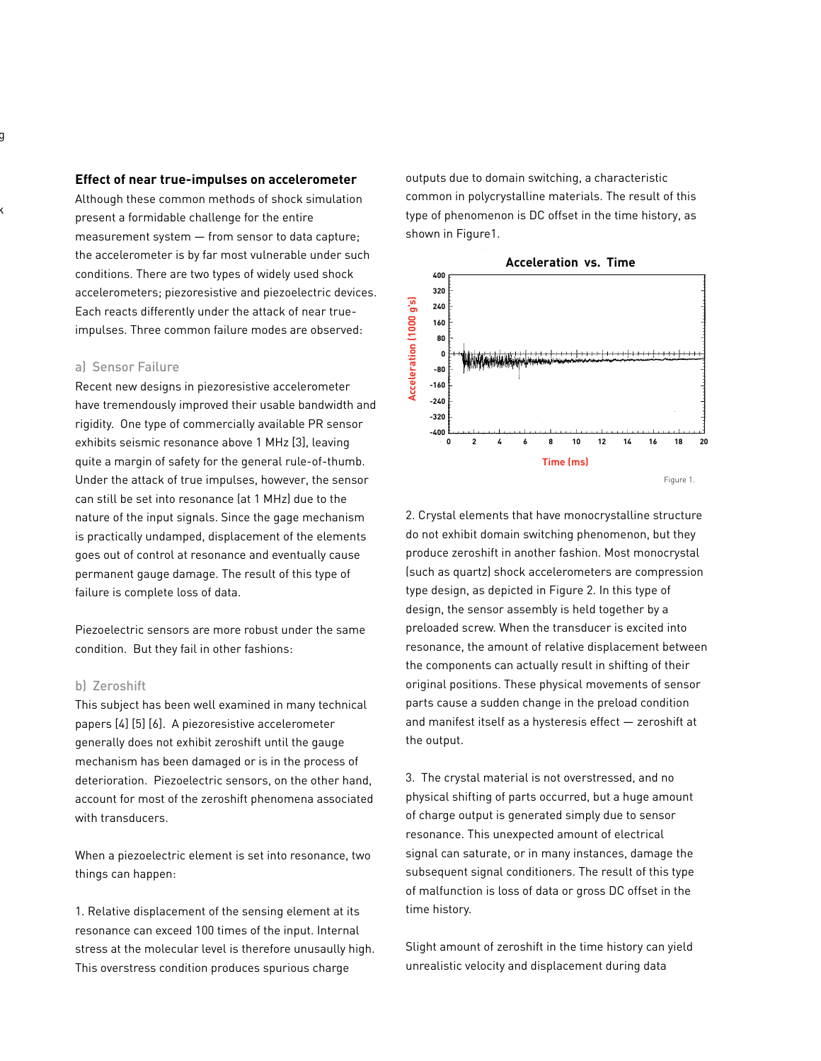## Effect of near true-impulses on accelerometer

Although these common methods of shock simulation present a formidable challenge for the entire measurement system — from sensor to data capture; the accelerometer is by far most vulnerable under such conditions. There are two types of widely used shock accelerometers; piezoresistive and piezoelectric devices. Each reacts differently under the attack of near true-impulses. Three common failure modes are observed:

### a) Sensor Failure

Recent new designs in piezoresistive accelerometer have tremendously improved their usable bandwidth and rigidity. One type of commercially available PR sensor exhibits seismic resonance above 1 MHz [3], leaving quite a margin of safety for the general rule-of-thumb. Under the attack of true impulses, however, the sensor can still be set into resonance (at 1 MHz) due to the nature of the input signals. Since the gage mechanism is practically undamped, displacement of the elements goes out of control at resonance and eventually cause permanent gauge damage. The result of this type of failure is complete loss of data.

Piezoelectric sensors are more robust under the same condition. But they fail in other fashions:

### b) Zeroshift

This subject has been well examined in many technical papers [4] [5] [6]. A piezoresistive accelerometer generally does not exhibit zeroshift until the gauge mechanism has been damaged or is in the process of deterioration. Piezoelectric sensors, on the other hand, account for most of the zeroshift phenomena associated with transducers.

When a piezoelectric element is set into resonance, two things can happen:

1. Relative displacement of the sensing element at its resonance can exceed 100 times of the input. Internal stress at the molecular level is therefore unusaully high. This overstress condition produces spurious charge outputs due to domain switching, a characteristic common in polycrystalline materials. The result of this type of phenomenon is DC offset in the time history, as shown in Figure1.

Figure 1.

2. Crystal elements that have monocrystalline structure do not exhibit domain switching phenomenon, but they produce zeroshift in another fashion. Most monocrystal (such as quartz) shock accelerometers are compression type design, as depicted in Figure 2. In this type of design, the sensor assembly is held together by a preloaded screw. When the transducer is excited into resonance, the amount of relative displacement between the components can actually result in shifting of their original positions. These physical movements of sensor parts cause a sudden change in the preload condition and manifest itself as a hysteresis effect — zeroshift at the output.

3. The crystal material is not overstressed, and no physical shifting of parts occurred, but a huge amount of charge output is generated simply due to sensor resonance. This unexpected amount of electrical signal can saturate, or in many instances, damage the subsequent signal conditioners. The result of this type of malfunction is loss of data or gross DC offset in the time history.

Slight amount of zeroshift in the time history can yield unrealistic velocity and displacement during data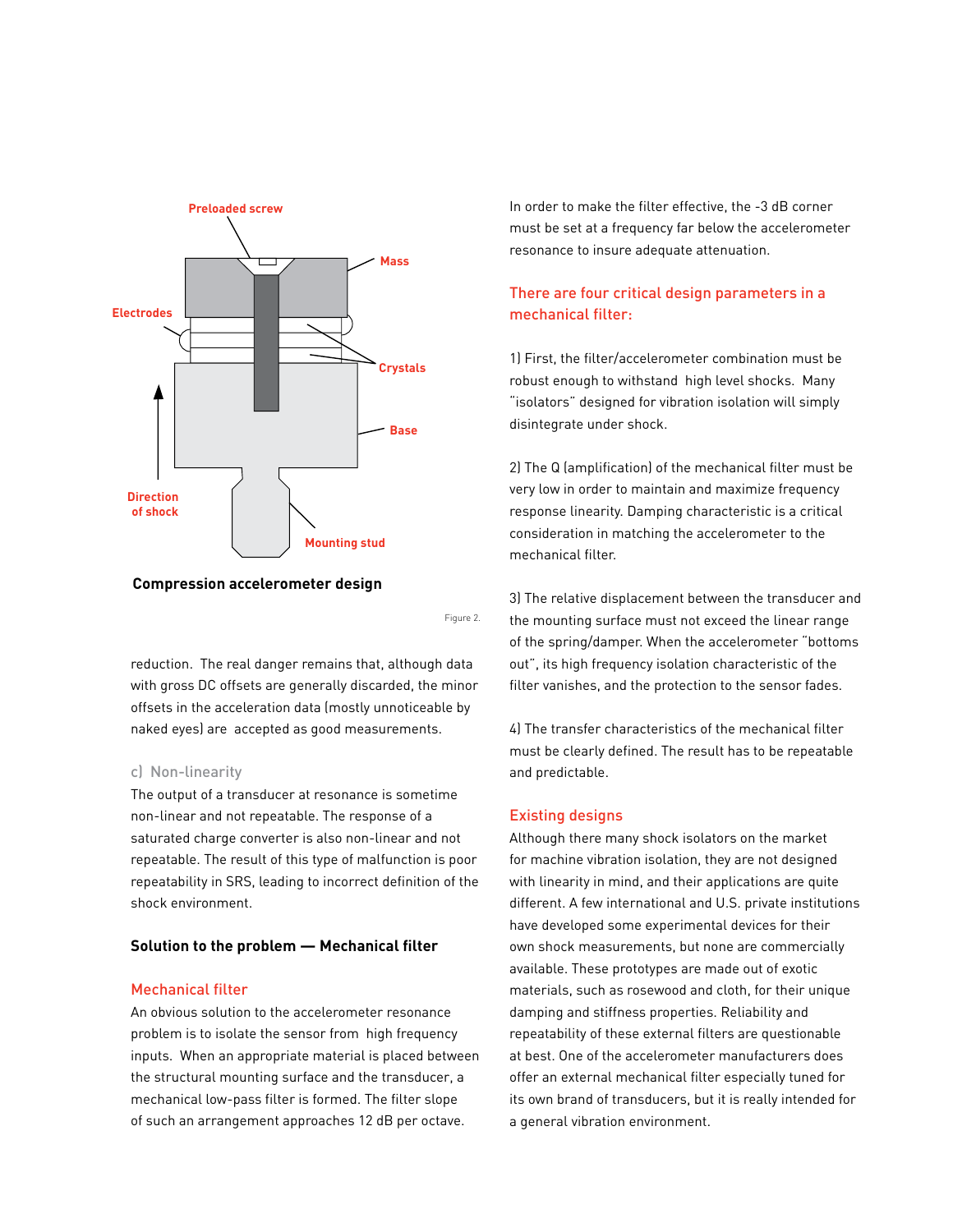Compression accelerometer design

Figure 2.

reduction. The real danger remains that, although data with gross DC offsets are generally discarded, the minor offsets in the acceleration data (mostly unnoticeable by naked eyes) are accepted as good measurements.

### c) Non-linearity

The output of a transducer at resonance is sometime non-linear and not repeatable. The response of a saturated charge converter is also non-linear and not repeatable. The result of this type of malfunction is poor repeatability in SRS, leading to incorrect definition of the shock environment.

## Solution to the problem — Mechanical filter

### Mechanical filter

An obvious solution to the accelerometer resonance problem is to isolate the sensor from high frequency inputs. When an appropriate material is placed between the structural mounting surface and the transducer, a mechanical low-pass filter is formed. The filter slope of such an arrangement approaches 12 dB per octave.

In order to make the filter effective, the -3 dB corner must be set at a frequency far below the accelerometer resonance to insure adequate attenuation.

### There are four critical design parameters in a mechanical filter:

1) First, the filter/accelerometer combination must be robust enough to withstand high level shocks. Many "isolators" designed for vibration isolation will simply disintegrate under shock.

2) The Q (amplification) of the mechanical filter must be very low in order to maintain and maximize frequency response linearity. Damping characteristic is a critical consideration in matching the accelerometer to the mechanical filter.

3) The relative displacement between the transducer and the mounting surface must not exceed the linear range of the spring/damper. When the accelerometer "bottoms out", its high frequency isolation characteristic of the filter vanishes, and the protection to the sensor fades.

4) The transfer characteristics of the mechanical filter must be clearly defined. The result has to be repeatable and predictable.

### Existing designs

Although there many shock isolators on the market for machine vibration isolation, they are not designed with linearity in mind, and their applications are quite different. A few international and U.S. private institutions have developed some experimental devices for their own shock measurements, but none are commercially available. These prototypes are made out of exotic materials, such as rosewood and cloth, for their unique damping and stiffness properties. Reliability and repeatability of these external filters are questionable at best. One of the accelerometer manufacturers does offer an external mechanical filter especially tuned for its own brand of transducers, but it is really intended for a general vibration environment.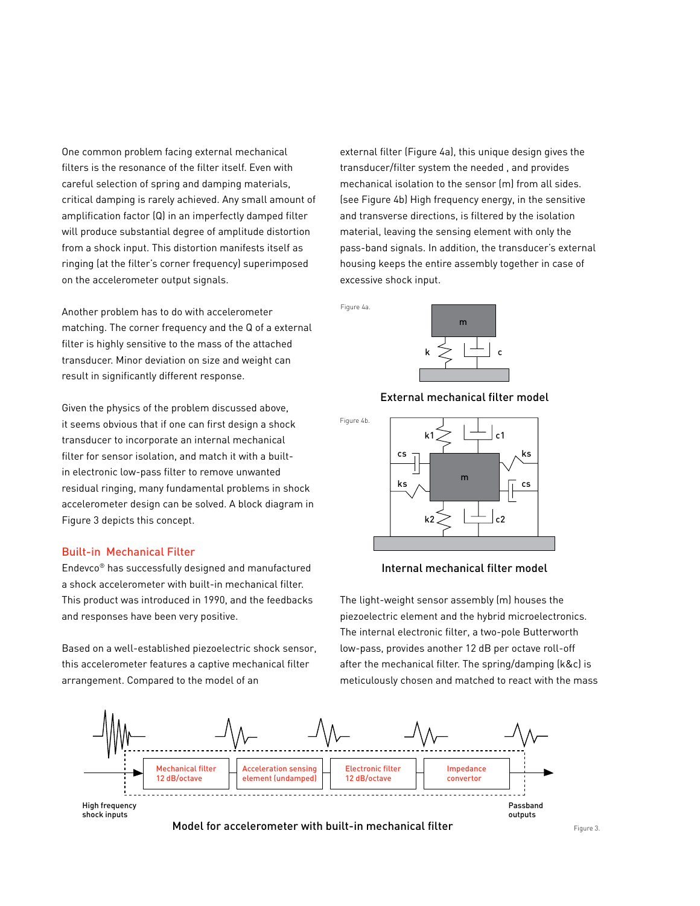One common problem facing external mechanical filters is the resonance of the filter itself. Even with careful selection of spring and damping materials, critical damping is rarely achieved. Any small amount of amplification factor (Q) in an imperfectly damped filter will produce substantial degree of amplitude distortion from a shock input. This distortion manifests itself as ringing (at the filter's corner frequency) superimposed on the accelerometer output signals.

Another problem has to do with accelerometer matching. The corner frequency and the Q of a external filter is highly sensitive to the mass of the attached transducer. Minor deviation on size and weight can result in significantly different response.

Given the physics of the problem discussed above, it seems obvious that if one can first design a shock transducer to incorporate an internal mechanical filter for sensor isolation, and match it with a built-in electronic low-pass filter to remove unwanted residual ringing, many fundamental problems in shock accelerometer design can be solved. A block diagram in Figure 3 depicts this concept.

## Built-in Mechanical Filter

Endevco® has successfully designed and manufactured a shock accelerometer with built-in mechanical filter. This product was introduced in 1990, and the feedbacks and responses have been very positive.

Based on a well-established piezoelectric shock sensor, this accelerometer features a captive mechanical filter arrangement. Compared to the model of an external filter (Figure 4a), this unique design gives the transducer/filter system the needed , and provides mechanical isolation to the sensor (m) from all sides. (see Figure 4b) High frequency energy, in the sensitive and transverse directions, is filtered by the isolation material, leaving the sensing element with only the pass-band signals. In addition, the transducer's external housing keeps the entire assembly together in case of excessive shock input.

Figure 4a.

External mechanical filter model

Figure 4b.

Internal mechanical filter model

The light-weight sensor assembly (m) houses the piezoelectric element and the hybrid microelectronics. The internal electronic filter, a two-pole Butterworth low-pass, provides another 12 dB per octave roll-off after the mechanical filter. The spring/damping (k&c) is meticulously chosen and matched to react with the mass

Mechanical filter 12 dB/octave → Acceleration sensing element (undamped) → Electronic filter 12 dB/octave → Impedance convertor

High frequency shock inputs

Passband outputs

Model for accelerometer with built-in mechanical filter

Figure 3.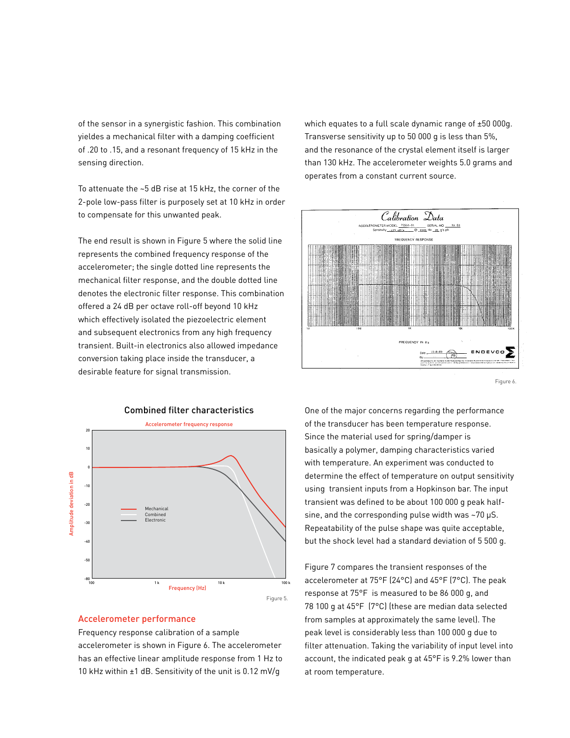of the sensor in a synergistic fashion. This combination yieldes a mechanical filter with a damping coefficient of .20 to .15, and a resonant frequency of 15 kHz in the sensing direction.

To attenuate the ~5 dB rise at 15 kHz, the corner of the 2-pole low-pass filter is purposely set at 10 kHz in order to compensate for this unwanted peak.

The end result is shown in Figure 5 where the solid line represents the combined frequency response of the accelerometer; the single dotted line represents the mechanical filter response, and the double dotted line denotes the electronic filter response. This combination offered a 24 dB per octave roll-off beyond 10 kHz which effectively isolated the piezoelectric element and subsequent electronics from any high frequency transient. Built-in electronics also allowed impedance conversion taking place inside the transducer, a desirable feature for signal transmission.

**Combined filter characteristics**

Figure 5.

## Accelerometer performance

Frequency response calibration of a sample accelerometer is shown in Figure 6. The accelerometer has an effective linear amplitude response from 1 Hz to 10 kHz within ±1 dB. Sensitivity of the unit is 0.12 mV/g which equates to a full scale dynamic range of ±50 000g. Transverse sensitivity up to 50 000 g is less than 5%, and the resonance of the crystal element itself is larger than 130 kHz. The accelerometer weights 5.0 grams and operates from a constant current source.

Figure 6.

One of the major concerns regarding the performance of the transducer has been temperature response. Since the material used for spring/damper is basically a polymer, damping characteristics varied with temperature. An experiment was conducted to determine the effect of temperature on output sensitivity using transient inputs from a Hopkinson bar. The input transient was defined to be about 100 000 g peak half-sine, and the corresponding pulse width was ~70 µS. Repeatability of the pulse shape was quite acceptable, but the shock level had a standard deviation of 5 500 g.

Figure 7 compares the transient responses of the accelerometer at 75°F (24°C) and 45°F (7°C). The peak response at 75°F is measured to be 86 000 g, and 78 100 g at 45°F (7°C) (these are median data selected from samples at approximately the same level). The peak level is considerably less than 100 000 g due to filter attenuation. Taking the variability of input level into account, the indicated peak g at 45°F is 9.2% lower than at room temperature.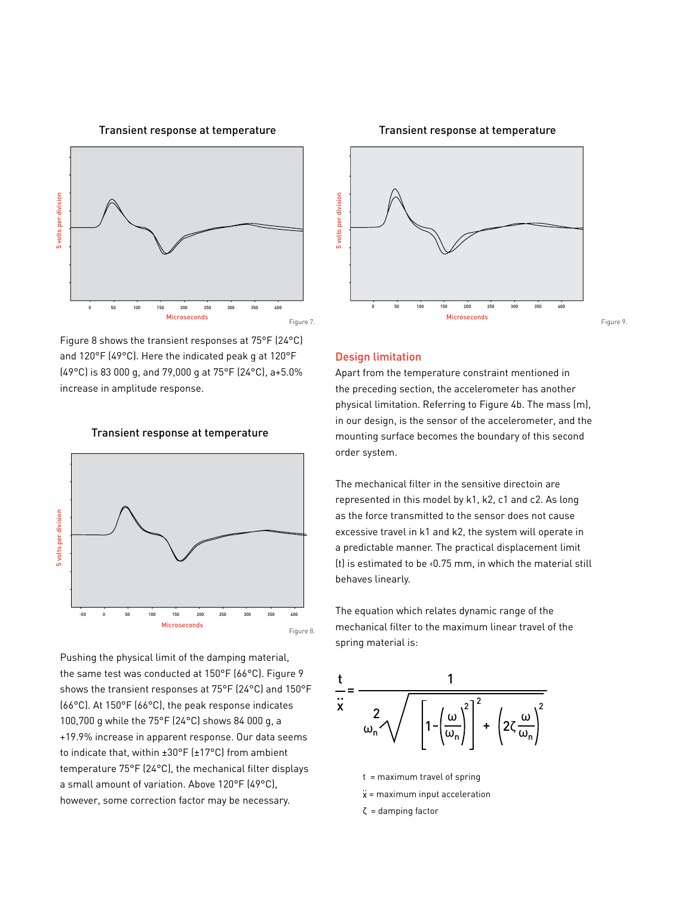Transient response at temperature

5 volts per division

Microseconds

Figure 7.

Figure 8 shows the transient responses at 75°F (24°C) and 120°F (49°C). Here the indicated peak g at 120°F (49°C) is 83 000 g, and 79,000 g at 75°F (24°C), a+5.0% increase in amplitude response.

Transient response at temperature

5 volts per division

Microseconds

Figure 8.

Pushing the physical limit of the damping material, the same test was conducted at 150°F (66°C). Figure 9 shows the transient responses at 75°F (24°C) and 150°F (66°C). At 150°F (66°C), the peak response indicates 100,700 g while the 75°F (24°C) shows 84 000 g, a +19.9% increase in apparent response. Our data seems to indicate that, within ±30°F (±17°C) from ambient temperature 75°F (24°C), the mechanical filter displays a small amount of variation. Above 120°F (49°C), however, some correction factor may be necessary.

Transient response at temperature

5 volts per division

Microseconds

Figure 9.

## Design limitation

Apart from the temperature constraint mentioned in the preceding section, the accelerometer has another physical limitation. Referring to Figure 4b. The mass (m), in our design, is the sensor of the accelerometer, and the mounting surface becomes the boundary of this second order system.

The mechanical filter in the sensitive directoin are represented in this model by k1, k2, c1 and c2. As long as the force transmitted to the sensor does not cause excessive travel in k1 and k2, the system will operate in a predictable manner. The practical displacement limit (t) is estimated to be ‹0.75 mm, in which the material still behaves linearly.

The equation which relates dynamic range of the mechanical filter to the maximum linear travel of the spring material is:

$$\frac{t}{\ddot{x}} = \frac{1}{\omega_n^2 \sqrt{\left[1-\left(\frac{\omega}{\omega_n}\right)^2\right]^2 + \left(2\zeta\frac{\omega}{\omega_n}\right)^2}}$$

$t$ = maximum travel of spring

$\ddot{x}$ = maximum input acceleration

$\zeta$ = damping factor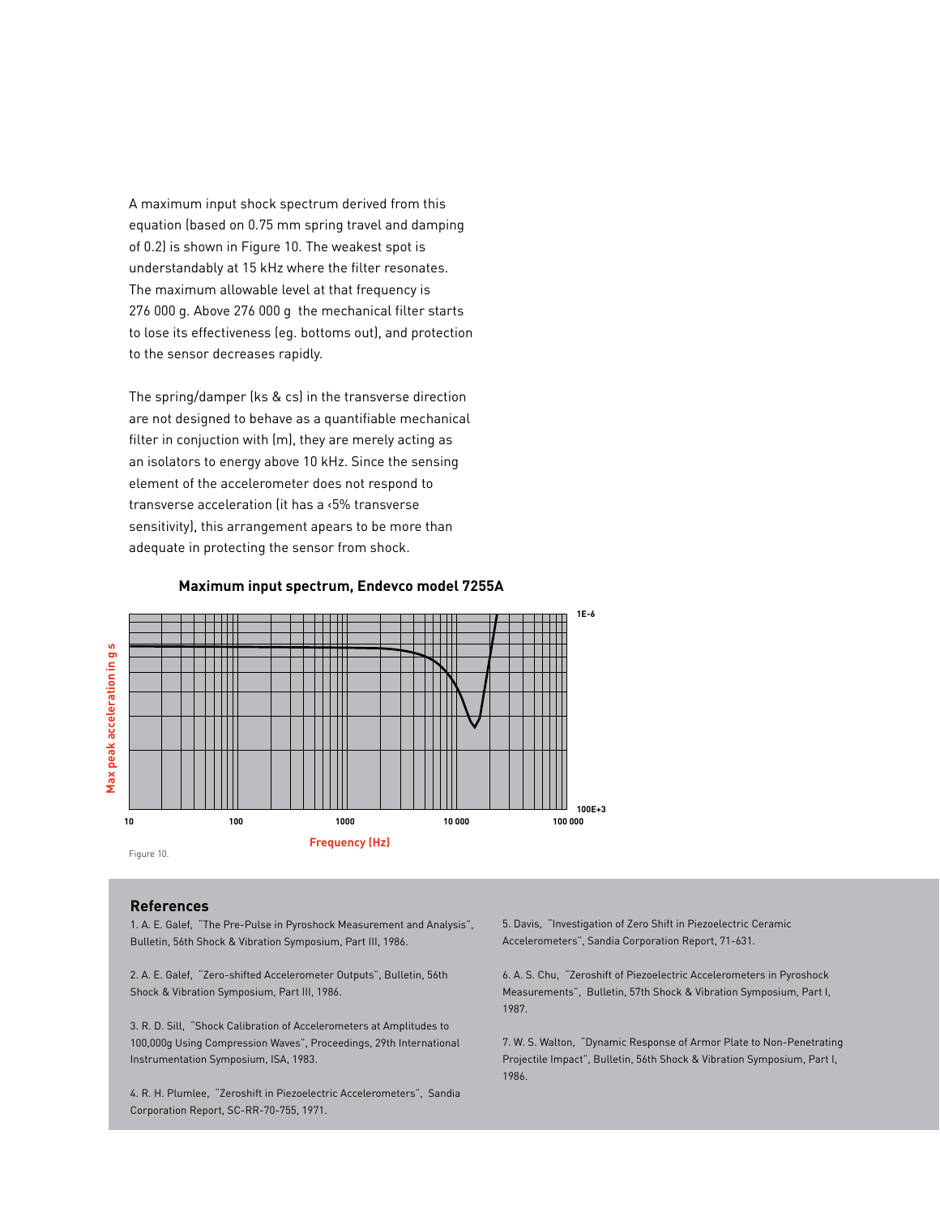A maximum input shock spectrum derived from this equation (based on 0.75 mm spring travel and damping of 0.2) is shown in Figure 10. The weakest spot is understandably at 15 kHz where the filter resonates. The maximum allowable level at that frequency is 276 000 g. Above 276 000 g the mechanical filter starts to lose its effectiveness (eg. bottoms out), and protection to the sensor decreases rapidly.

The spring/damper (ks & cs) in the transverse direction are not designed to behave as a quantifiable mechanical filter in conjuction with (m), they are merely acting as an isolators to energy above 10 kHz. Since the sensing element of the accelerometer does not respond to transverse acceleration (it has a ‹5% transverse sensitivity), this arrangement apears to be more than adequate in protecting the sensor from shock.

**Maximum input spectrum, Endevco model 7255A**

Figure 10.

## References

1. A. E. Galef, "The Pre-Pulse in Pyroshock Measurement and Analysis", Bulletin, 56th Shock & Vibration Symposium, Part III, 1986.

2. A. E. Galef, "Zero-shifted Accelerometer Outputs", Bulletin, 56th Shock & Vibration Symposium, Part III, 1986.

3. R. D. Sill, "Shock Calibration of Accelerometers at Amplitudes to 100,000g Using Compression Waves", Proceedings, 29th International Instrumentation Symposium, ISA, 1983.

4. R. H. Plumlee, "Zeroshift in Piezoelectric Accelerometers", Sandia Corporation Report, SC-RR-70-755, 1971.

5. Davis, "Investigation of Zero Shift in Piezoelectric Ceramic Accelerometers", Sandia Corporation Report, 71-631.

6. A. S. Chu, "Zeroshift of Piezoelectric Accelerometers in Pyroshock Measurements", Bulletin, 57th Shock & Vibration Symposium, Part I, 1987.

7. W. S. Walton, "Dynamic Response of Armor Plate to Non-Penetrating Projectile Impact", Bulletin, 56th Shock & Vibration Symposium, Part I, 1986.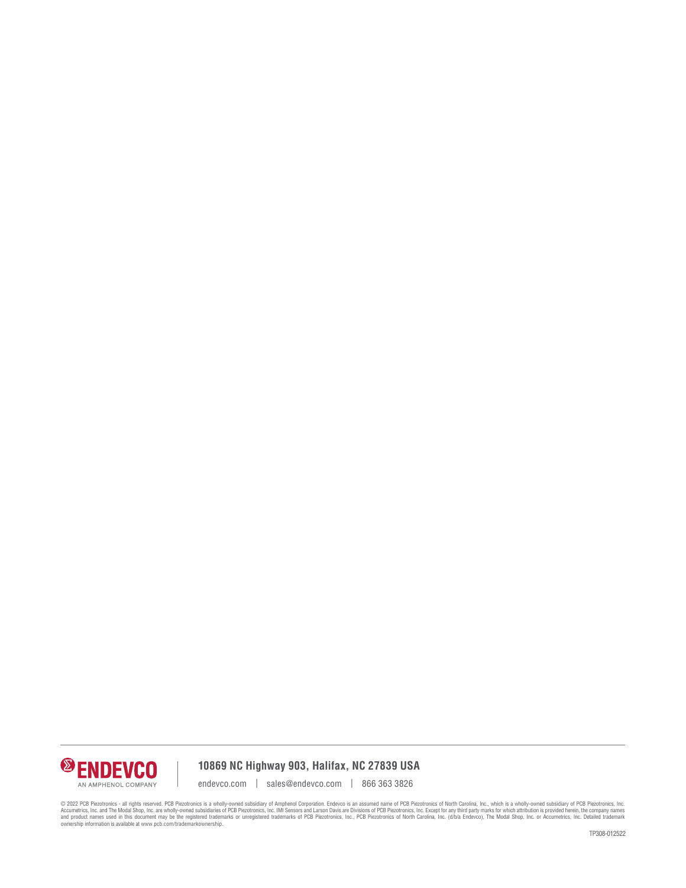ENDEVCO

AN AMPHENOL COMPANY

**10869 NC Highway 903, Halifax, NC 27839 USA**

endevco.com | sales@endevco.com | 866 363 3826

© 2022 PCB Piezotronics - all rights reserved. PCB Piezotronics is a wholly-owned subsidiary of Amphenol Corporation. Endevco is an assumed name of PCB Piezotronics of North Carolina, Inc., which is a wholly-owned subsidiary of PCB Piezotronics, Inc. Accumetrics, Inc. and The Modal Shop, Inc. are wholly-owned subsidiaries of PCB Piezotronics, Inc. IMI Sensors and Larson Davis are Divisions of PCB Piezotronics, Inc. Except for any third party marks for which attribution is provided herein, the company names and product names used in this document may be the registered trademarks or unregistered trademarks of PCB Piezotronics, Inc., PCB Piezotronics of North Carolina, Inc. (d/b/a Endevco), The Modal Shop, Inc. or Accumetrics, Inc. Detailed trademark ownership information is available at www.pcb.com/trademarkownership.

TP308-012522